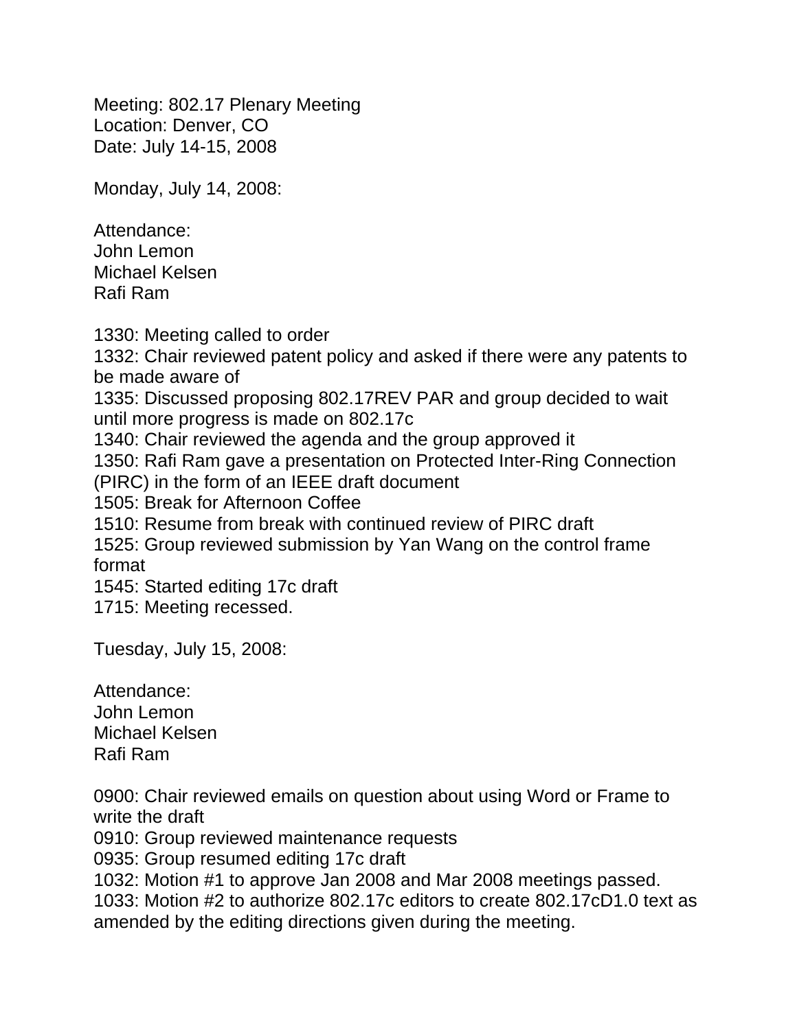Meeting: 802.17 Plenary Meeting
Location: Denver, CO
Date: July 14-15, 2008

Monday, July 14, 2008:

Attendance:
John Lemon
Michael Kelsen
Rafi Ram

1330: Meeting called to order
1332: Chair reviewed patent policy and asked if there were any patents to be made aware of
1335: Discussed proposing 802.17REV PAR and group decided to wait until more progress is made on 802.17c
1340: Chair reviewed the agenda and the group approved it
1350: Rafi Ram gave a presentation on Protected Inter-Ring Connection (PIRC) in the form of an IEEE draft document
1505: Break for Afternoon Coffee
1510: Resume from break with continued review of PIRC draft
1525: Group reviewed submission by Yan Wang on the control frame format
1545: Started editing 17c draft
1715: Meeting recessed.

Tuesday, July 15, 2008:

Attendance:
John Lemon
Michael Kelsen
Rafi Ram

0900: Chair reviewed emails on question about using Word or Frame to write the draft
0910: Group reviewed maintenance requests
0935: Group resumed editing 17c draft
1032: Motion #1 to approve Jan 2008 and Mar 2008 meetings passed.
1033: Motion #2 to authorize 802.17c editors to create 802.17cD1.0 text as amended by the editing directions given during the meeting.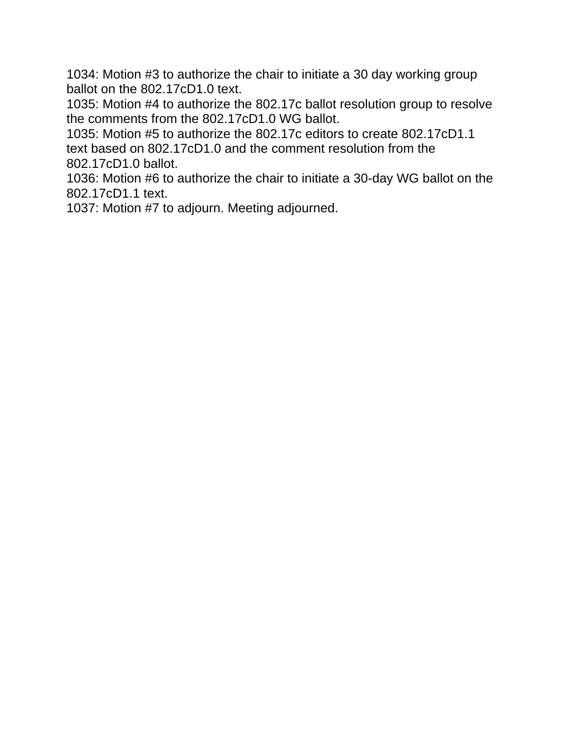1034: Motion #3 to authorize the chair to initiate a 30 day working group ballot on the 802.17cD1.0 text.
1035: Motion #4 to authorize the 802.17c ballot resolution group to resolve the comments from the 802.17cD1.0 WG ballot.
1035: Motion #5 to authorize the 802.17c editors to create 802.17cD1.1 text based on 802.17cD1.0 and the comment resolution from the 802.17cD1.0 ballot.
1036: Motion #6 to authorize the chair to initiate a 30-day WG ballot on the 802.17cD1.1 text.
1037: Motion #7 to adjourn. Meeting adjourned.